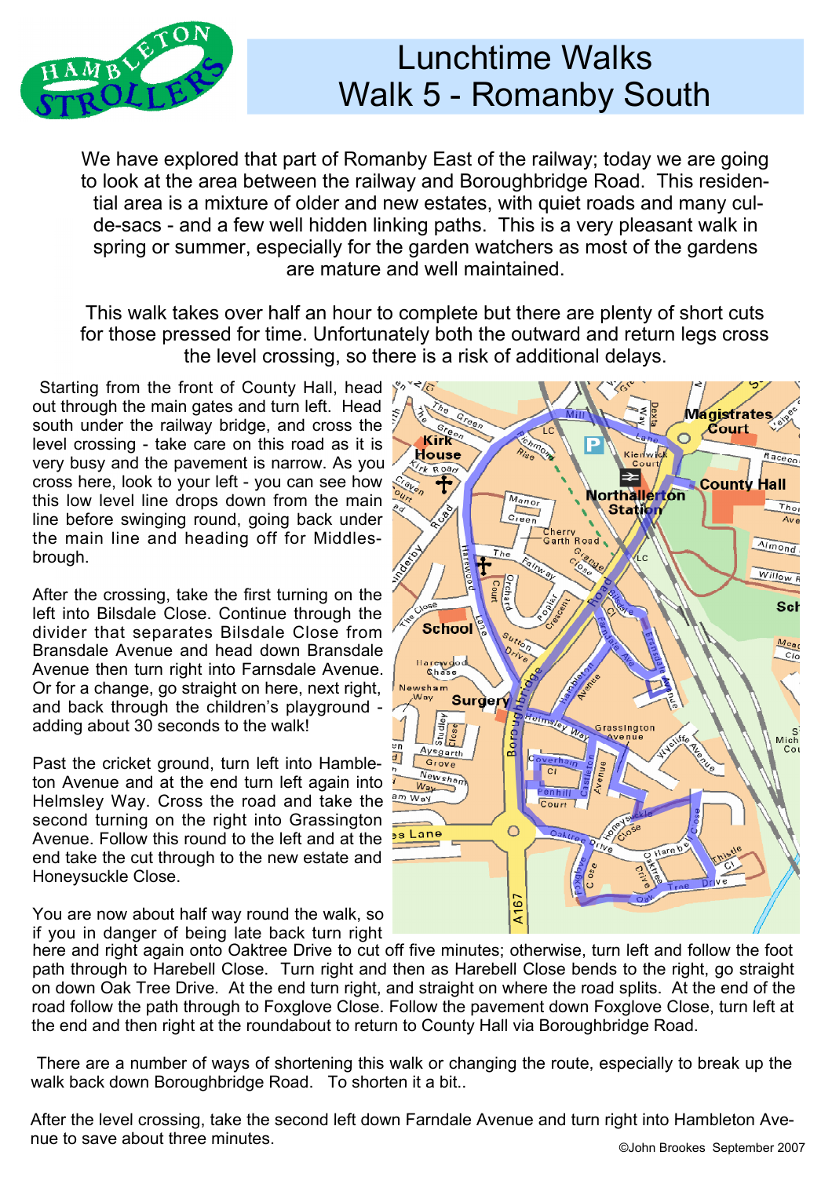# Lunchtime Walks
# Walk 5 - Romanby South

We have explored that part of Romanby East of the railway; today we are going to look at the area between the railway and Boroughbridge Road. This residential area is a mixture of older and new estates, with quiet roads and many cul-de-sacs - and a few well hidden linking paths. This is a very pleasant walk in spring or summer, especially for the garden watchers as most of the gardens are mature and well maintained.

This walk takes over half an hour to complete but there are plenty of short cuts for those pressed for time. Unfortunately both the outward and return legs cross the level crossing, so there is a risk of additional delays.

Starting from the front of County Hall, head out through the main gates and turn left. Head south under the railway bridge, and cross the level crossing - take care on this road as it is very busy and the pavement is narrow. As you cross here, look to your left - you can see how this low level line drops down from the main line before swinging round, going back under the main line and heading off for Middlesbrough.

After the crossing, take the first turning on the left into Bilsdale Close. Continue through the divider that separates Bilsdale Close from Bransdale Avenue and head down Bransdale Avenue then turn right into Farnsdale Avenue. Or for a change, go straight on here, next right, and back through the children's playground - adding about 30 seconds to the walk!

Past the cricket ground, turn left into Hambleton Avenue and at the end turn left again into Helmsley Way. Cross the road and take the second turning on the right into Grassington Avenue. Follow this round to the left and at the end take the cut through to the new estate and Honeysuckle Close.

You are now about half way round the walk, so if you in danger of being late back turn right here and right again onto Oaktree Drive to cut off five minutes; otherwise, turn left and follow the foot path through to Harebell Close. Turn right and then as Harebell Close bends to the right, go straight on down Oak Tree Drive. At the end turn right, and straight on where the road splits. At the end of the road follow the path through to Foxglove Close. Follow the pavement down Foxglove Close, turn left at the end and then right at the roundabout to return to County Hall via Boroughbridge Road.

There are a number of ways of shortening this walk or changing the route, especially to break up the walk back down Boroughbridge Road. To shorten it a bit..

After the level crossing, take the second left down Farndale Avenue and turn right into Hambleton Avenue to save about three minutes.

©John Brookes September 2007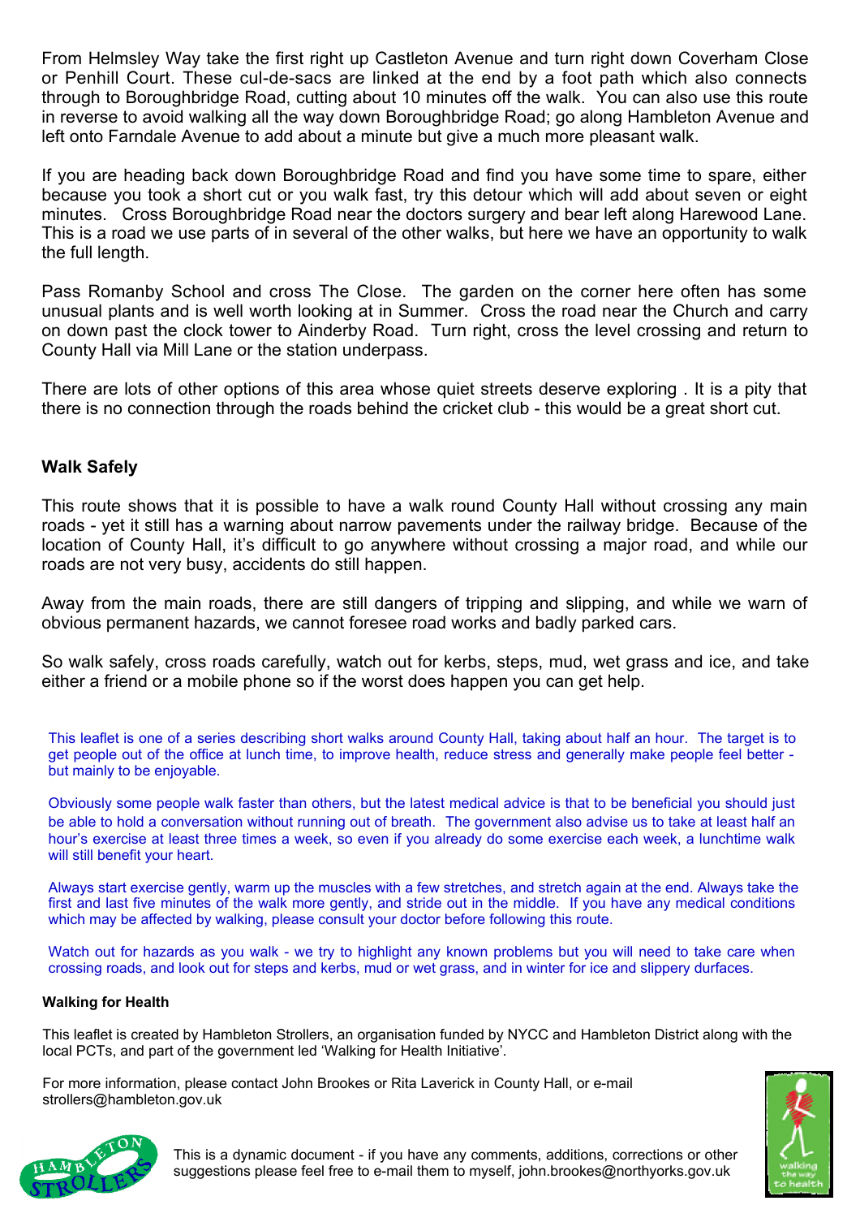From Helmsley Way take the first right up Castleton Avenue and turn right down Coverham Close or Penhill Court. These cul-de-sacs are linked at the end by a foot path which also connects through to Boroughbridge Road, cutting about 10 minutes off the walk. You can also use this route in reverse to avoid walking all the way down Boroughbridge Road; go along Hambleton Avenue and left onto Farndale Avenue to add about a minute but give a much more pleasant walk.

If you are heading back down Boroughbridge Road and find you have some time to spare, either because you took a short cut or you walk fast, try this detour which will add about seven or eight minutes. Cross Boroughbridge Road near the doctors surgery and bear left along Harewood Lane. This is a road we use parts of in several of the other walks, but here we have an opportunity to walk the full length.

Pass Romanby School and cross The Close. The garden on the corner here often has some unusual plants and is well worth looking at in Summer. Cross the road near the Church and carry on down past the clock tower to Ainderby Road. Turn right, cross the level crossing and return to County Hall via Mill Lane or the station underpass.

There are lots of other options of this area whose quiet streets deserve exploring . It is a pity that there is no connection through the roads behind the cricket club - this would be a great short cut.

### Walk Safely

This route shows that it is possible to have a walk round County Hall without crossing any main roads - yet it still has a warning about narrow pavements under the railway bridge. Because of the location of County Hall, it's difficult to go anywhere without crossing a major road, and while our roads are not very busy, accidents do still happen.

Away from the main roads, there are still dangers of tripping and slipping, and while we warn of obvious permanent hazards, we cannot foresee road works and badly parked cars.

So walk safely, cross roads carefully, watch out for kerbs, steps, mud, wet grass and ice, and take either a friend or a mobile phone so if the worst does happen you can get help.

This leaflet is one of a series describing short walks around County Hall, taking about half an hour. The target is to get people out of the office at lunch time, to improve health, reduce stress and generally make people feel better - but mainly to be enjoyable.

Obviously some people walk faster than others, but the latest medical advice is that to be beneficial you should just be able to hold a conversation without running out of breath. The government also advise us to take at least half an hour's exercise at least three times a week, so even if you already do some exercise each week, a lunchtime walk will still benefit your heart.

Always start exercise gently, warm up the muscles with a few stretches, and stretch again at the end. Always take the first and last five minutes of the walk more gently, and stride out in the middle. If you have any medical conditions which may be affected by walking, please consult your doctor before following this route.

Watch out for hazards as you walk - we try to highlight any known problems but you will need to take care when crossing roads, and look out for steps and kerbs, mud or wet grass, and in winter for ice and slippery durfaces.

#### Walking for Health

This leaflet is created by Hambleton Strollers, an organisation funded by NYCC and Hambleton District along with the local PCTs, and part of the government led 'Walking for Health Initiative'.

For more information, please contact John Brookes or Rita Laverick in County Hall, or e-mail strollers@hambleton.gov.uk

This is a dynamic document - if you have any comments, additions, corrections or other suggestions please feel free to e-mail them to myself, john.brookes@northyorks.gov.uk